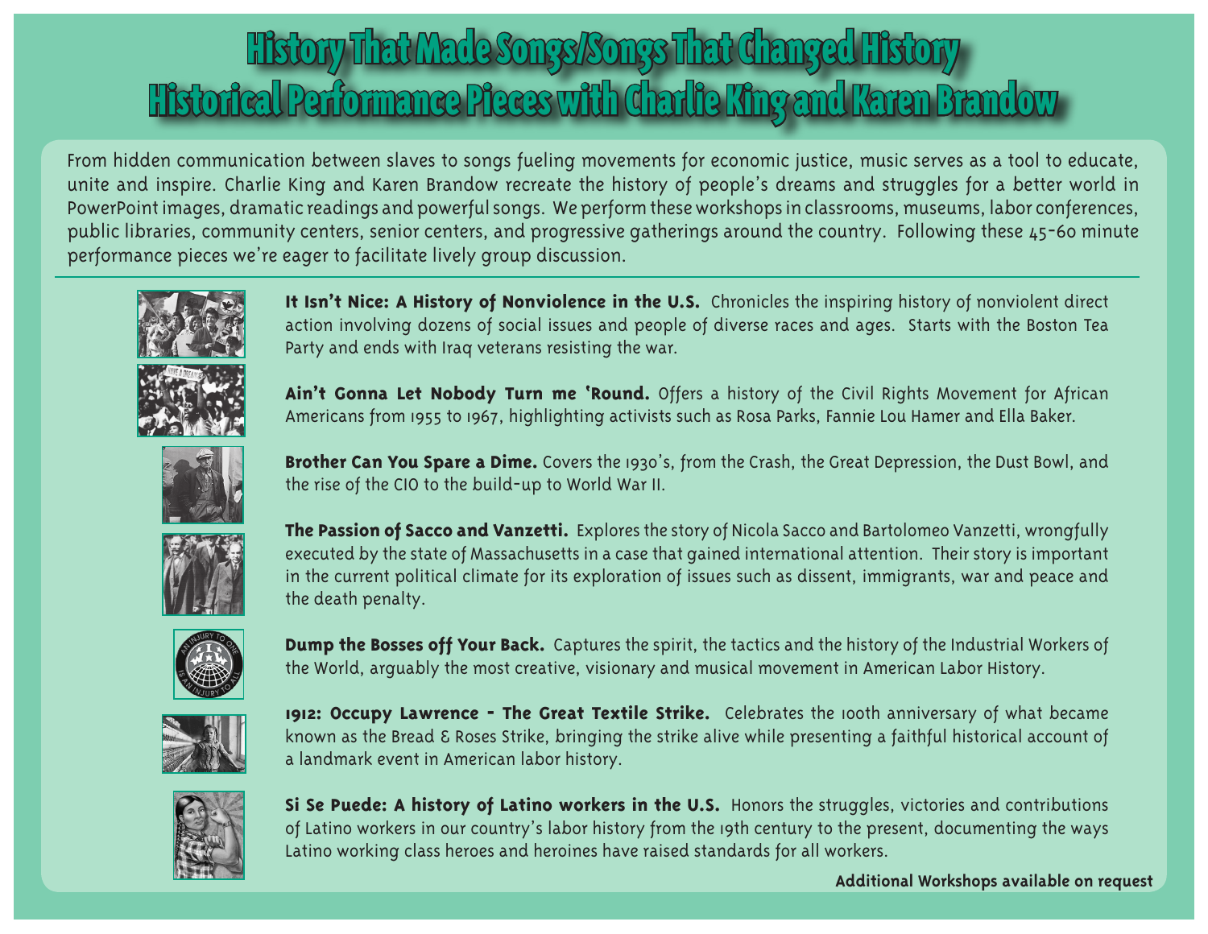# History That Made Songs/Songs That Changed History
# Historical Performance Pieces with Charlie King and Karen Brandow

From hidden communication between slaves to songs fueling movements for economic justice, music serves as a tool to educate, unite and inspire. Charlie King and Karen Brandow recreate the history of people's dreams and struggles for a better world in PowerPoint images, dramatic readings and powerful songs. We perform these workshops in classrooms, museums, labor conferences, public libraries, community centers, senior centers, and progressive gatherings around the country. Following these 45-60 minute performance pieces we're eager to facilitate lively group discussion.

---

**It Isn't Nice: A History of Nonviolence in the U.S.** Chronicles the inspiring history of nonviolent direct action involving dozens of social issues and people of diverse races and ages. Starts with the Boston Tea Party and ends with Iraq veterans resisting the war.

**Ain't Gonna Let Nobody Turn me 'Round.** Offers a history of the Civil Rights Movement for African Americans from 1955 to 1967, highlighting activists such as Rosa Parks, Fannie Lou Hamer and Ella Baker.

**Brother Can You Spare a Dime.** Covers the 1930's, from the Crash, the Great Depression, the Dust Bowl, and the rise of the CIO to the build-up to World War II.

**The Passion of Sacco and Vanzetti.** Explores the story of Nicola Sacco and Bartolomeo Vanzetti, wrongfully executed by the state of Massachusetts in a case that gained international attention. Their story is important in the current political climate for its exploration of issues such as dissent, immigrants, war and peace and the death penalty.

**Dump the Bosses off Your Back.** Captures the spirit, the tactics and the history of the Industrial Workers of the World, arguably the most creative, visionary and musical movement in American Labor History.

**1912: Occupy Lawrence - The Great Textile Strike.** Celebrates the 100th anniversary of what became known as the Bread & Roses Strike, bringing the strike alive while presenting a faithful historical account of a landmark event in American labor history.

**Si Se Puede: A history of Latino workers in the U.S.** Honors the struggles, victories and contributions of Latino workers in our country's labor history from the 19th century to the present, documenting the ways Latino working class heroes and heroines have raised standards for all workers.

**Additional Workshops available on request**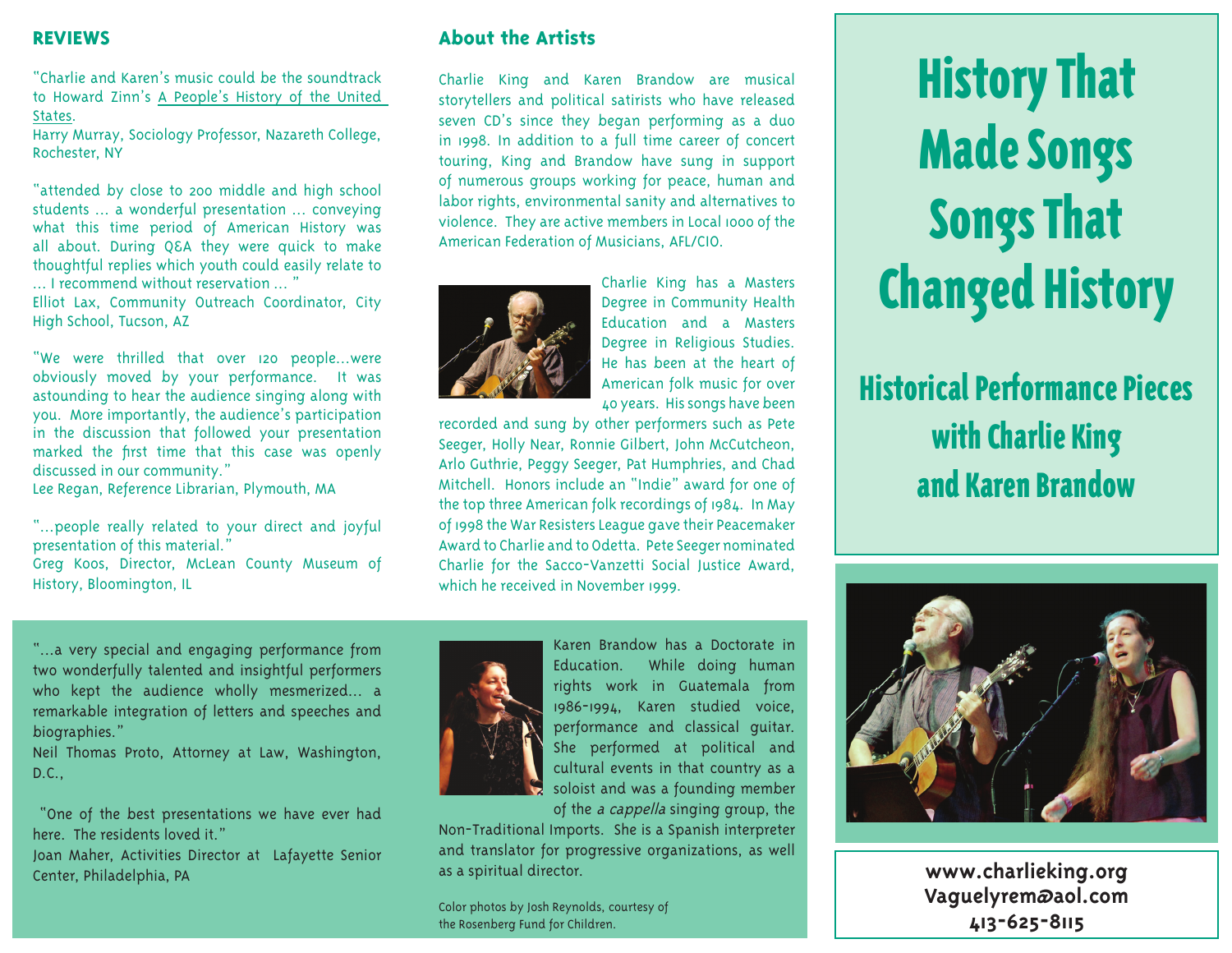## REVIEWS

"Charlie and Karen's music could be the soundtrack to Howard Zinn's A People's History of the United States.
Harry Murray, Sociology Professor, Nazareth College, Rochester, NY

"attended by close to 200 middle and high school students ... a wonderful presentation ... conveying what this time period of American History was all about. During Q&A they were quick to make thoughtful replies which youth could easily relate to ... I recommend without reservation ... "
Elliot Lax, Community Outreach Coordinator, City High School, Tucson, AZ

"We were thrilled that over 120 people...were obviously moved by your performance. It was astounding to hear the audience singing along with you. More importantly, the audience's participation in the discussion that followed your presentation marked the first time that this case was openly discussed in our community."
Lee Regan, Reference Librarian, Plymouth, MA

"...people really related to your direct and joyful presentation of this material."
Greg Koos, Director, McLean County Museum of History, Bloomington, IL

"...a very special and engaging performance from two wonderfully talented and insightful performers who kept the audience wholly mesmerized... a remarkable integration of letters and speeches and biographies."
Neil Thomas Proto, Attorney at Law, Washington, D.C.,

"One of the best presentations we have ever had here. The residents loved it."
Joan Maher, Activities Director at Lafayette Senior Center, Philadelphia, PA

## About the Artists

Charlie King and Karen Brandow are musical storytellers and political satirists who have released seven CD's since they began performing as a duo in 1998. In addition to a full time career of concert touring, King and Brandow have sung in support of numerous groups working for peace, human and labor rights, environmental sanity and alternatives to violence. They are active members in Local 1000 of the American Federation of Musicians, AFL/CIO.

Charlie King has a Masters Degree in Community Health Education and a Masters Degree in Religious Studies. He has been at the heart of American folk music for over 40 years. His songs have been recorded and sung by other performers such as Pete Seeger, Holly Near, Ronnie Gilbert, John McCutcheon, Arlo Guthrie, Peggy Seeger, Pat Humphries, and Chad Mitchell. Honors include an "Indie" award for one of the top three American folk recordings of 1984. In May of 1998 the War Resisters League gave their Peacemaker Award to Charlie and to Odetta. Pete Seeger nominated Charlie for the Sacco-Vanzetti Social Justice Award, which he received in November 1999.

Karen Brandow has a Doctorate in Education. While doing human rights work in Guatemala from 1986-1994, Karen studied voice, performance and classical guitar. She performed at political and cultural events in that country as a soloist and was a founding member of the *a cappella* singing group, the Non-Traditional Imports. She is a Spanish interpreter and translator for progressive organizations, as well as a spiritual director.

Color photos by Josh Reynolds, courtesy of the Rosenberg Fund for Children.

# History That Made Songs Songs That Changed History

## Historical Performance Pieces with Charlie King and Karen Brandow

**www.charlieking.org**
**Vaguelyrem@aol.com**
**413-625-8115**